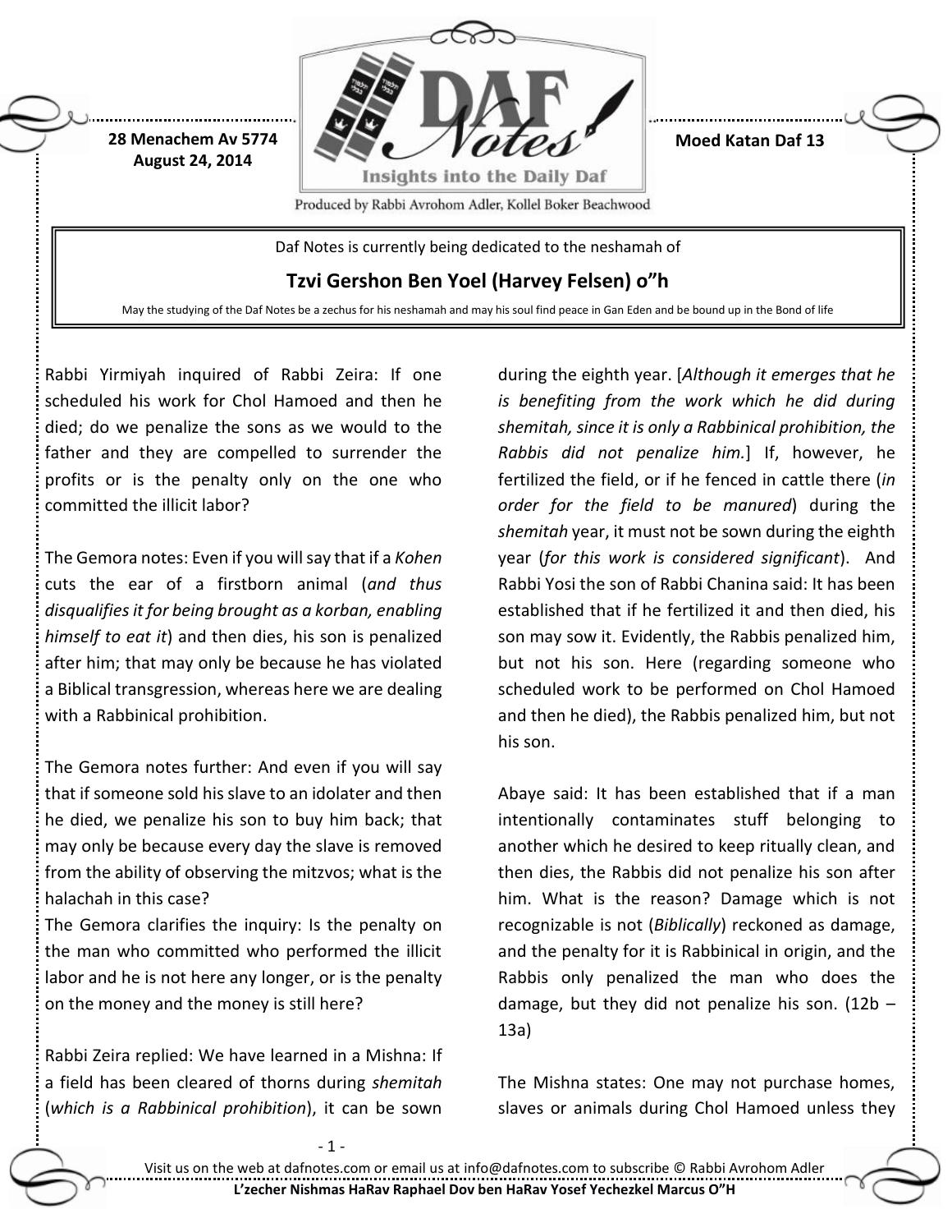28 Menachem Av 5774
August 24, 2014

Moed Katan Daf 13

Daf Notes is currently being dedicated to the neshamah of

**Tzvi Gershon Ben Yoel (Harvey Felsen) o"h**

May the studying of the Daf Notes be a zechus for his neshamah and may his soul find peace in Gan Eden and be bound up in the Bond of life

Rabbi Yirmiyah inquired of Rabbi Zeira: If one scheduled his work for Chol Hamoed and then he died; do we penalize the sons as we would to the father and they are compelled to surrender the profits or is the penalty only on the one who committed the illicit labor?

The Gemora notes: Even if you will say that if a *Kohen* cuts the ear of a firstborn animal (*and thus disqualifies it for being brought as a korban, enabling himself to eat it*) and then dies, his son is penalized after him; that may only be because he has violated a Biblical transgression, whereas here we are dealing with a Rabbinical prohibition.

The Gemora notes further: And even if you will say that if someone sold his slave to an idolater and then he died, we penalize his son to buy him back; that may only be because every day the slave is removed from the ability of observing the mitzvos; what is the halachah in this case?

The Gemora clarifies the inquiry: Is the penalty on the man who committed who performed the illicit labor and he is not here any longer, or is the penalty on the money and the money is still here?

Rabbi Zeira replied: We have learned in a Mishna: If a field has been cleared of thorns during *shemitah* (*which is a Rabbinical prohibition*), it can be sown during the eighth year. [*Although it emerges that he is benefiting from the work which he did during shemitah, since it is only a Rabbinical prohibition, the Rabbis did not penalize him.*] If, however, he fertilized the field, or if he fenced in cattle there (*in order for the field to be manured*) during the *shemitah* year, it must not be sown during the eighth year (*for this work is considered significant*). And Rabbi Yosi the son of Rabbi Chanina said: It has been established that if he fertilized it and then died, his son may sow it. Evidently, the Rabbis penalized him, but not his son. Here (regarding someone who scheduled work to be performed on Chol Hamoed and then he died), the Rabbis penalized him, but not his son.

Abaye said: It has been established that if a man intentionally contaminates stuff belonging to another which he desired to keep ritually clean, and then dies, the Rabbis did not penalize his son after him. What is the reason? Damage which is not recognizable is not (*Biblically*) reckoned as damage, and the penalty for it is Rabbinical in origin, and the Rabbis only penalized the man who does the damage, but they did not penalize his son. (12b – 13a)

The Mishna states: One may not purchase homes, slaves or animals during Chol Hamoed unless they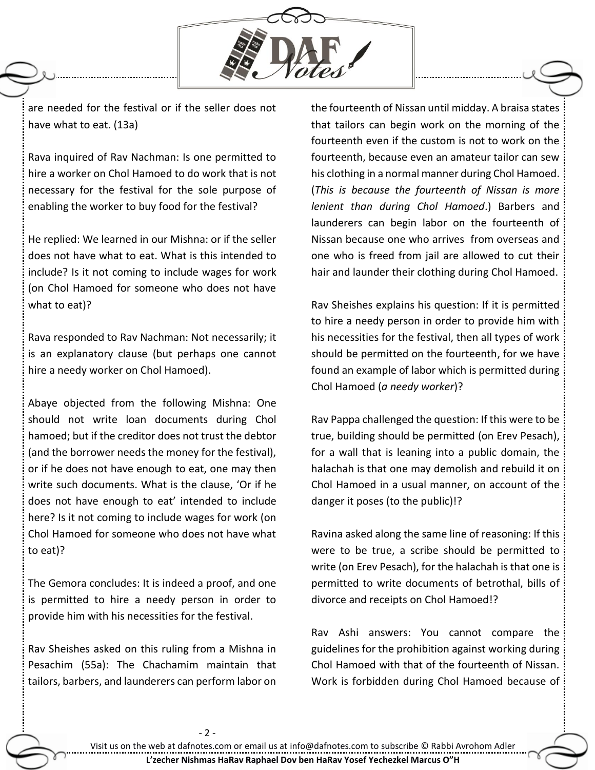are needed for the festival or if the seller does not have what to eat. (13a)

Rava inquired of Rav Nachman: Is one permitted to hire a worker on Chol Hamoed to do work that is not necessary for the festival for the sole purpose of enabling the worker to buy food for the festival?

He replied: We learned in our Mishna: or if the seller does not have what to eat. What is this intended to include? Is it not coming to include wages for work (on Chol Hamoed for someone who does not have what to eat)?

Rava responded to Rav Nachman: Not necessarily; it is an explanatory clause (but perhaps one cannot hire a needy worker on Chol Hamoed).

Abaye objected from the following Mishna: One should not write loan documents during Chol hamoed; but if the creditor does not trust the debtor (and the borrower needs the money for the festival), or if he does not have enough to eat, one may then write such documents. What is the clause, 'Or if he does not have enough to eat' intended to include here? Is it not coming to include wages for work (on Chol Hamoed for someone who does not have what to eat)?

The Gemora concludes: It is indeed a proof, and one is permitted to hire a needy person in order to provide him with his necessities for the festival.

Rav Sheishes asked on this ruling from a Mishna in Pesachim (55a): The Chachamim maintain that tailors, barbers, and launderers can perform labor on the fourteenth of Nissan until midday. A braisa states that tailors can begin work on the morning of the fourteenth even if the custom is not to work on the fourteenth, because even an amateur tailor can sew his clothing in a normal manner during Chol Hamoed. (*This is because the fourteenth of Nissan is more lenient than during Chol Hamoed*.) Barbers and launderers can begin labor on the fourteenth of Nissan because one who arrives from overseas and one who is freed from jail are allowed to cut their hair and launder their clothing during Chol Hamoed.

Rav Sheishes explains his question: If it is permitted to hire a needy person in order to provide him with his necessities for the festival, then all types of work should be permitted on the fourteenth, for we have found an example of labor which is permitted during Chol Hamoed (*a needy worker*)?

Rav Pappa challenged the question: If this were to be true, building should be permitted (on Erev Pesach), for a wall that is leaning into a public domain, the halachah is that one may demolish and rebuild it on Chol Hamoed in a usual manner, on account of the danger it poses (to the public)!?

Ravina asked along the same line of reasoning: If this were to be true, a scribe should be permitted to write (on Erev Pesach), for the halachah is that one is permitted to write documents of betrothal, bills of divorce and receipts on Chol Hamoed!?

Rav Ashi answers: You cannot compare the guidelines for the prohibition against working during Chol Hamoed with that of the fourteenth of Nissan. Work is forbidden during Chol Hamoed because of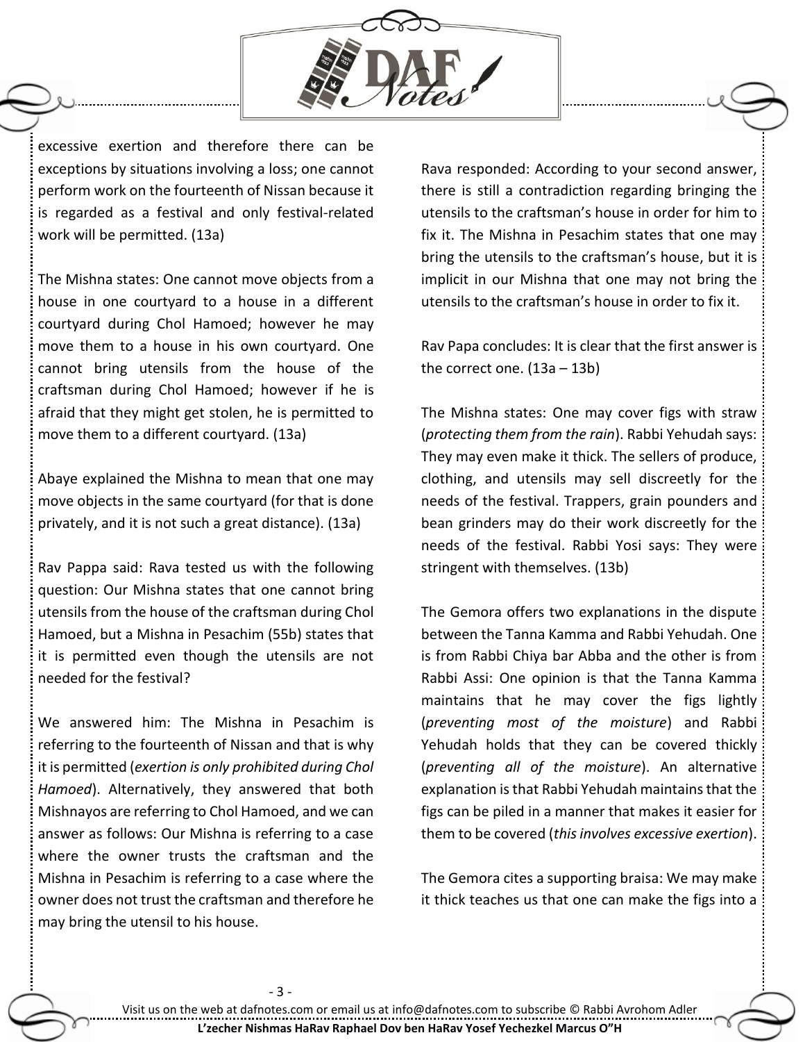excessive exertion and therefore there can be exceptions by situations involving a loss; one cannot perform work on the fourteenth of Nissan because it is regarded as a festival and only festival-related work will be permitted. (13a)

The Mishna states: One cannot move objects from a house in one courtyard to a house in a different courtyard during Chol Hamoed; however he may move them to a house in his own courtyard. One cannot bring utensils from the house of the craftsman during Chol Hamoed; however if he is afraid that they might get stolen, he is permitted to move them to a different courtyard. (13a)

Abaye explained the Mishna to mean that one may move objects in the same courtyard (for that is done privately, and it is not such a great distance). (13a)

Rav Pappa said: Rava tested us with the following question: Our Mishna states that one cannot bring utensils from the house of the craftsman during Chol Hamoed, but a Mishna in Pesachim (55b) states that it is permitted even though the utensils are not needed for the festival?

We answered him: The Mishna in Pesachim is referring to the fourteenth of Nissan and that is why it is permitted (*exertion is only prohibited during Chol Hamoed*). Alternatively, they answered that both Mishnayos are referring to Chol Hamoed, and we can answer as follows: Our Mishna is referring to a case where the owner trusts the craftsman and the Mishna in Pesachim is referring to a case where the owner does not trust the craftsman and therefore he may bring the utensil to his house.

Rava responded: According to your second answer, there is still a contradiction regarding bringing the utensils to the craftsman's house in order for him to fix it. The Mishna in Pesachim states that one may bring the utensils to the craftsman's house, but it is implicit in our Mishna that one may not bring the utensils to the craftsman's house in order to fix it.

Rav Papa concludes: It is clear that the first answer is the correct one. (13a – 13b)

The Mishna states: One may cover figs with straw (*protecting them from the rain*). Rabbi Yehudah says: They may even make it thick. The sellers of produce, clothing, and utensils may sell discreetly for the needs of the festival. Trappers, grain pounders and bean grinders may do their work discreetly for the needs of the festival. Rabbi Yosi says: They were stringent with themselves. (13b)

The Gemora offers two explanations in the dispute between the Tanna Kamma and Rabbi Yehudah. One is from Rabbi Chiya bar Abba and the other is from Rabbi Assi: One opinion is that the Tanna Kamma maintains that he may cover the figs lightly (*preventing most of the moisture*) and Rabbi Yehudah holds that they can be covered thickly (*preventing all of the moisture*). An alternative explanation is that Rabbi Yehudah maintains that the figs can be piled in a manner that makes it easier for them to be covered (*this involves excessive exertion*).

The Gemora cites a supporting braisa: We may make it thick teaches us that one can make the figs into a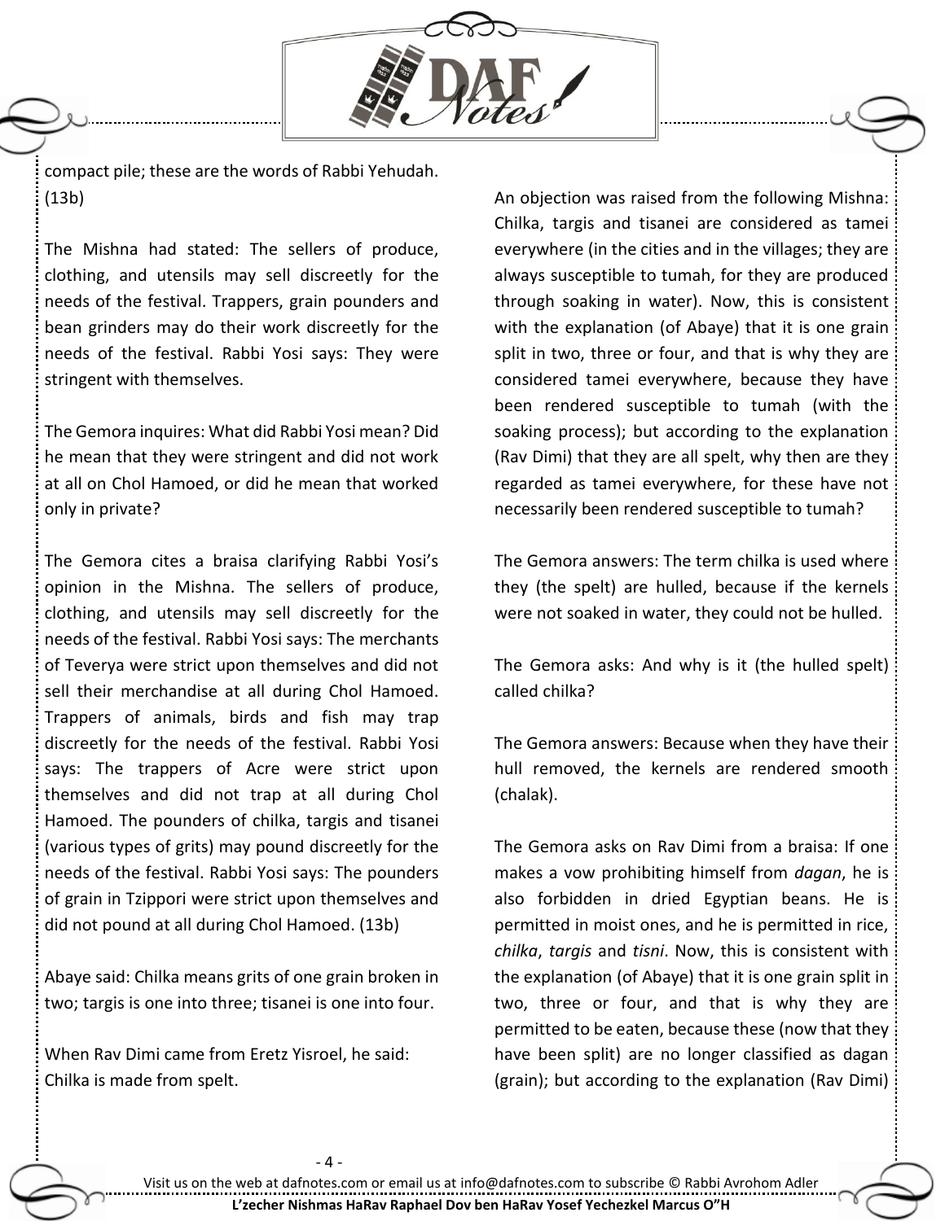compact pile; these are the words of Rabbi Yehudah. (13b)

The Mishna had stated: The sellers of produce, clothing, and utensils may sell discreetly for the needs of the festival. Trappers, grain pounders and bean grinders may do their work discreetly for the needs of the festival. Rabbi Yosi says: They were stringent with themselves.

The Gemora inquires: What did Rabbi Yosi mean? Did he mean that they were stringent and did not work at all on Chol Hamoed, or did he mean that worked only in private?

The Gemora cites a braisa clarifying Rabbi Yosi's opinion in the Mishna. The sellers of produce, clothing, and utensils may sell discreetly for the needs of the festival. Rabbi Yosi says: The merchants of Teverya were strict upon themselves and did not sell their merchandise at all during Chol Hamoed. Trappers of animals, birds and fish may trap discreetly for the needs of the festival. Rabbi Yosi says: The trappers of Acre were strict upon themselves and did not trap at all during Chol Hamoed. The pounders of chilka, targis and tisanei (various types of grits) may pound discreetly for the needs of the festival. Rabbi Yosi says: The pounders of grain in Tzippori were strict upon themselves and did not pound at all during Chol Hamoed. (13b)

Abaye said: Chilka means grits of one grain broken in two; targis is one into three; tisanei is one into four.

When Rav Dimi came from Eretz Yisroel, he said: Chilka is made from spelt.

An objection was raised from the following Mishna: Chilka, targis and tisanei are considered as tamei everywhere (in the cities and in the villages; they are always susceptible to tumah, for they are produced through soaking in water). Now, this is consistent with the explanation (of Abaye) that it is one grain split in two, three or four, and that is why they are considered tamei everywhere, because they have been rendered susceptible to tumah (with the soaking process); but according to the explanation (Rav Dimi) that they are all spelt, why then are they regarded as tamei everywhere, for these have not necessarily been rendered susceptible to tumah?

The Gemora answers: The term chilka is used where they (the spelt) are hulled, because if the kernels were not soaked in water, they could not be hulled.

The Gemora asks: And why is it (the hulled spelt) called chilka?

The Gemora answers: Because when they have their hull removed, the kernels are rendered smooth (chalak).

The Gemora asks on Rav Dimi from a braisa: If one makes a vow prohibiting himself from *dagan*, he is also forbidden in dried Egyptian beans. He is permitted in moist ones, and he is permitted in rice, *chilka*, *targis* and *tisni*. Now, this is consistent with the explanation (of Abaye) that it is one grain split in two, three or four, and that is why they are permitted to be eaten, because these (now that they have been split) are no longer classified as dagan (grain); but according to the explanation (Rav Dimi)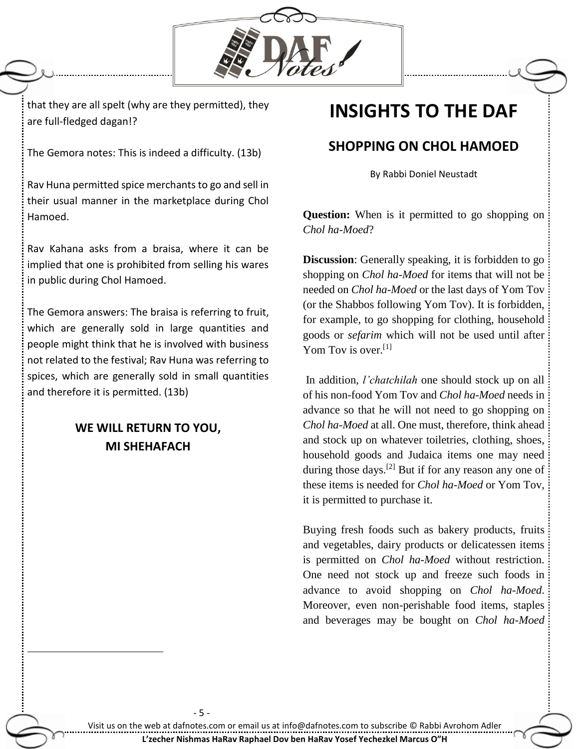that they are all spelt (why are they permitted), they are full-fledged dagan!?

The Gemora notes: This is indeed a difficulty. (13b)

Rav Huna permitted spice merchants to go and sell in their usual manner in the marketplace during Chol Hamoed.

Rav Kahana asks from a braisa, where it can be implied that one is prohibited from selling his wares in public during Chol Hamoed.

The Gemora answers: The braisa is referring to fruit, which are generally sold in large quantities and people might think that he is involved with business not related to the festival; Rav Huna was referring to spices, which are generally sold in small quantities and therefore it is permitted. (13b)

### WE WILL RETURN TO YOU, MI SHEHAFACH

# INSIGHTS TO THE DAF

## SHOPPING ON CHOL HAMOED

By Rabbi Doniel Neustadt

**Question:** When is it permitted to go shopping on *Chol ha-Moed*?

**Discussion**: Generally speaking, it is forbidden to go shopping on *Chol ha-Moed* for items that will not be needed on *Chol ha-Moed* or the last days of Yom Tov (or the Shabbos following Yom Tov). It is forbidden, for example, to go shopping for clothing, household goods or *sefarim* which will not be used until after Yom Tov is over.[1]

In addition, *l'chatchilah* one should stock up on all of his non-food Yom Tov and *Chol ha-Moed* needs in advance so that he will not need to go shopping on *Chol ha-Moed* at all. One must, therefore, think ahead and stock up on whatever toiletries, clothing, shoes, household goods and Judaica items one may need during those days.[2] But if for any reason any one of these items is needed for *Chol ha-Moed* or Yom Tov, it is permitted to purchase it.

Buying fresh foods such as bakery products, fruits and vegetables, dairy products or delicatessen items is permitted on *Chol ha-Moed* without restriction. One need not stock up and freeze such foods in advance to avoid shopping on *Chol ha-Moed*. Moreover, even non-perishable food items, staples and beverages may be bought on *Chol ha-Moed*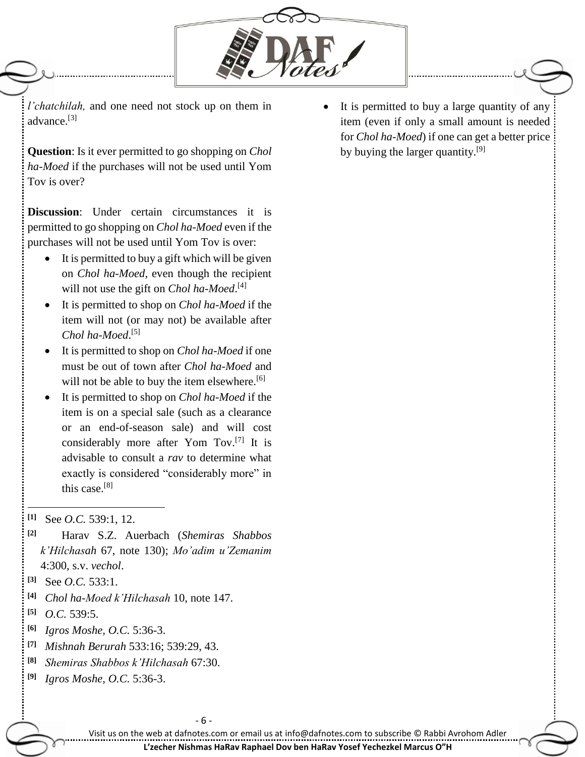*l'chatchilah,* and one need not stock up on them in advance.[3]

**Question**: Is it ever permitted to go shopping on *Chol ha-Moed* if the purchases will not be used until Yom Tov is over?

**Discussion**: Under certain circumstances it is permitted to go shopping on *Chol ha-Moed* even if the purchases will not be used until Yom Tov is over:

- It is permitted to buy a gift which will be given on *Chol ha-Moed*, even though the recipient will not use the gift on *Chol ha-Moed*.[4]
- It is permitted to shop on *Chol ha-Moed* if the item will not (or may not) be available after *Chol ha-Moed*.[5]
- It is permitted to shop on *Chol ha-Moed* if one must be out of town after *Chol ha-Moed* and will not be able to buy the item elsewhere.[6]
- It is permitted to shop on *Chol ha-Moed* if the item is on a special sale (such as a clearance or an end-of-season sale) and will cost considerably more after Yom Tov.[7] It is advisable to consult a *rav* to determine what exactly is considered "considerably more" in this case.[8]
- It is permitted to buy a large quantity of any item (even if only a small amount is needed for *Chol ha-Moed*) if one can get a better price by buying the larger quantity.[9]

---

[1] See *O.C.* 539:1, 12.

[2] Harav S.Z. Auerbach (*Shemiras Shabbos k'Hilchasah* 67, note 130); *Mo'adim u'Zemanim* 4:300, s.v. *vechol*.

[3] See *O.C.* 533:1.

[4] *Chol ha-Moed k'Hilchasah* 10, note 147.

[5] *O.C.* 539:5.

[6] *Igros Moshe, O.C.* 5:36-3.

[7] *Mishnah Berurah* 533:16; 539:29, 43.

[8] *Shemiras Shabbos k'Hilchasah* 67:30.

[9] *Igros Moshe, O.C.* 5:36-3.